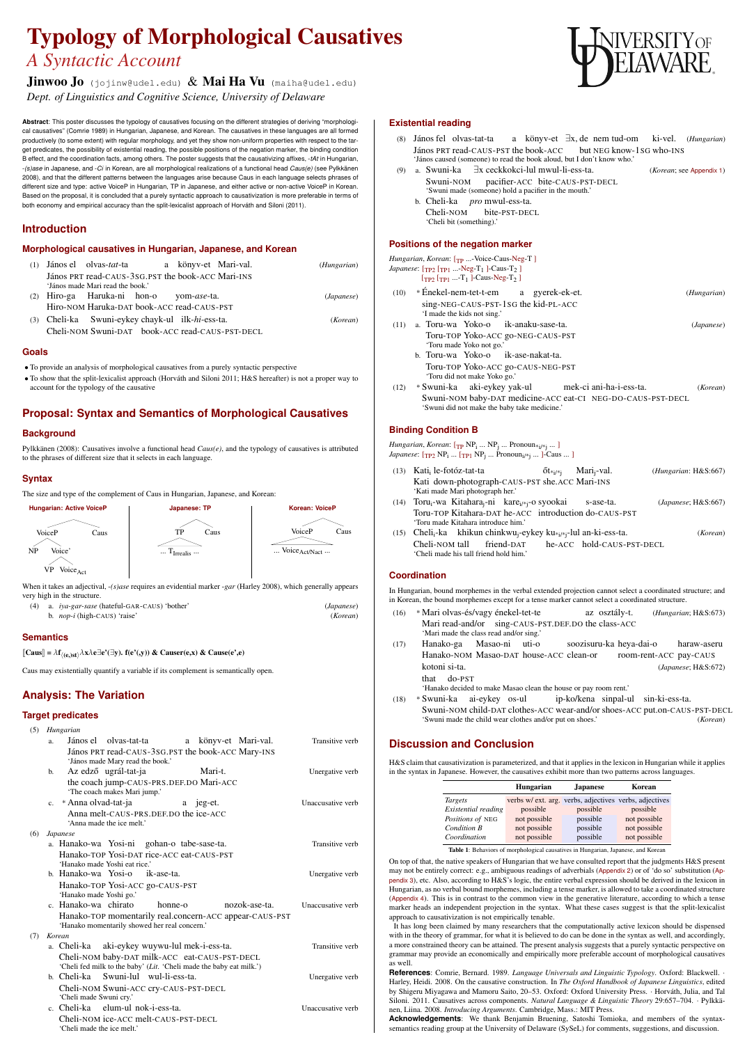# Typology of Morphological Causatives

## *A Syntactic Account*

**Jinwoo Jo** (jojinw@udel.edu) & **Mai Ha Vu** (maiha@udel.edu)

*Dept. of Linguistics and Cognitive Science, University of Delaware*

**Abstract**: This poster discusses the typology of causatives focusing on the different strategies of deriving "morphological causatives" (Comrie 1989) in Hungarian, Japanese, and Korean. The causatives in these languages are all formed productively (to some extent) with regular morphology, and yet they show non-uniform properties with respect to the target predicates, the possibility of existential reading, the possible positions of the negation marker, the binding condition B effect, and the coordination facts, among others. The poster suggests that the causativizing affixes, *-tAt* in Hungarian, *-(s)ase* in Japanese, and *-Ci* in Korean, are all morphological realizations of a functional head *Caus(e)* (see Pylkkänen 2008), and that the different patterns between the languages arise because Caus in each language selects phrases of different size and type: active VoiceP in Hungarian, TP in Japanese, and either active or non-active VoiceP in Korean. Based on the proposal, it is concluded that a purely syntactic approach to causativization is more preferable in terms of both economy and empirical accuracy than the split-lexicalist approach of Horváth and Siloni (2011).

## Introduction

### Morphological causatives in Hungarian, Japanese, and Korean

(1) János el olvas-*tat*-ta a könyv-et Mari-val. (*Hungarian*)
János PRT read-CAUS-3SG.PST the book-ACC Mari-INS
'János made Mari read the book.'

(2) Hiro-ga Haruka-ni hon-o yom-*ase*-ta. (*Japanese*)
Hiro-NOM Haruka-DAT book-ACC read-CAUS-PST

(3) Cheli-ka Swuni-eykey chayk-ul ilk-*hi*-ess-ta. (*Korean*)
Cheli-NOM Swuni-DAT book-ACC read-CAUS-PST-DECL

### Goals

- To provide an analysis of morphological causatives from a purely syntactic perspective
- To show that the split-lexicalist approach (Horváth and Siloni 2011; H&S hereafter) is not a proper way to account for the typology of the causative

## Proposal: Syntax and Semantics of Morphological Causatives

### Background

Pylkkänen (2008): Causatives involve a functional head *Caus(e)*, and the typology of causatives is attributed to the phrases of different size that it selects in each language.

### Syntax

The size and type of the complement of Caus in Hungarian, Japanese, and Korean:

**Hungarian: Active VoiceP** — [ [VoiceP NP [Voice' VP $Voice_{Act}$ ]] Caus ]

**Japanese: TP** — [ [TP ... $T_{Irrealis}$ ... ] Caus ]

**Korean: VoiceP** — [ [VoiceP ... $Voice_{Act/Nact}$ ... ] Caus ]

When it takes an adjectival, *-(s)ase* requires an evidential marker *-gar* (Harley 2008), which generally appears very high in the structure.

(4) a. *iya-gar-sase* (hateful-GAR-CAUS) 'bother' (*Japanese*)
b. *nop-i* (high-CAUS) 'raise' (*Korean*)

### Semantics

$[\![\textbf{Caus}]\!] = \lambda f_{\langle(e,)st\rangle}\lambda x\lambda e\exists e'(\exists y).\ f(e'(,y))\ \&\ Causer(e,x)\ \&\ Cause(e',e)$

Caus may existentially quantify a variable if its complement is semantically open.

## Analysis: The Variation

### Target predicates

(5) *Hungarian*

a. János el olvas-tat-ta a könyv-et Mari-val. — Transitive verb
János PRT read-CAUS-3SG.PST the book-ACC Mary-INS
'János made Mary read the book.'

b. Az edző ugrál-tat-ja Mari-t. — Unergative verb
the coach jump-CAUS-PRS.DEF.DO Mari-ACC
'The coach makes Mari jump.'

c. \* Anna olvad-tat-ja a jeg-et. — Unaccusative verb
Anna melt-CAUS-PRS.DEF.DO the ice-ACC
'Anna made the ice melt.'

(6) *Japanese*

a. Hanako-wa Yosi-ni gohan-o tabe-sase-ta. — Transitive verb
Hanako-TOP Yosi-DAT rice-ACC eat-CAUS-PST
'Hanako made Yoshi eat rice.'

b. Hanako-wa Yosi-o ik-ase-ta. — Unergative verb
Hanako-TOP Yosi-ACC go-CAUS-PST
'Hanako made Yoshi go.'

c. Hanako-wa chirato honne-o nozok-ase-ta. — Unaccusative verb
Hanako-TOP momentarily real.concern-ACC appear-CAUS-PST
'Hanako momentarily showed her real concern.'

(7) *Korean*

a. Cheli-ka aki-eykey wuywu-lul mek-i-ess-ta. — Transitive verb
Cheli-NOM baby-DAT milk-ACC eat-CAUS-PST-DECL
'Cheli fed milk to the baby' (*Lit.* 'Cheli made the baby eat milk.')

b. Cheli-ka Swuni-lul wul-li-ess-ta. — Unergative verb
Cheli-NOM Swuni-ACC cry-CAUS-PST-DECL
'Cheli made Swuni cry.'

c. Cheli-ka elum-ul nok-i-ess-ta. — Unaccusative verb
Cheli-NOM ice-ACC melt-CAUS-PST-DECL
'Cheli made the ice melt.'

### Existential reading

(8) János fel olvas-tat-ta a könyv-et $\exists$x, de nem tud-om ki-vel. (*Hungarian*)
János PRT read-CAUS-PST the book-ACC but NEG know-1SG who-INS
'János caused (someone) to read the book, but I don't know who.'

(9) a. Swuni-ka $\exists$x ceckkokci-lul mwul-li-ess-ta. (*Korean*; see Appendix 1)
Swuni-NOM pacifier-ACC bite-CAUS-PST-DECL
'Swuni made (someone) hold a pacifier in the mouth.'

b. Cheli-ka *pro* mwul-ess-ta.
Cheli-NOM bite-PST-DECL
'Cheli bit (something).'

### Positions of the negation marker

*Hungarian, Korean*: [$_{TP}$ ...-Voice-Caus-Neg-T ]
*Japanese*: [$_{TP2}$ [$_{TP1}$ ...-Neg-$T_1$ ]-Caus-$T_2$ ]
[$_{TP2}$ [$_{TP1}$ ...-$T_1$ ]-Caus-Neg-$T_2$ ]

(10) \* Ének-el-nem-tet-t-em a gyerek-ek-et. (*Hungarian*)
sing-NEG-CAUS-PST-1SG the kid-PL-ACC
'I made the kids not sing.'

(11) a. Toru-wa Yoko-o ik-anaku-sase-ta. (*Japanese*)
Toru-TOP Yoko-ACC go-NEG-CAUS-PST
'Toru made Yoko not go.'

b. Toru-wa Yoko-o ik-ase-nakat-ta.
Toru-TOP Yoko-ACC go-CAUS-NEG-PST
'Toru did not make Yoko go.'

(12) \* Swuni-ka aki-eykey yak-ul mek-ci ani-ha-i-ess-ta. (*Korean*)
Swuni-NOM baby-DAT medicine-ACC eat-CI NEG-DO-CAUS-PST-DECL
'Swuni did not make the baby take medicine.'

### Binding Condition B

*Hungarian, Korean*: [$_{TP}$ $NP_i$ ... $NP_j$ ... $Pronoun_{*i/*j}$ ... ]
*Japanese*: [$_{TP2}$ $NP_i$ ... [$_{TP1}$ $NP_j$ ... $Pronoun_{i/*j}$ ... ]-Caus ... ]

(13) $Kati_i$ le-fotóz-tat-ta $\H{o}t_{*i/*j}$ $Mari_j$-val. (*Hungarian*: H&S:667)
Kati down-photograph-CAUS-PST she.ACC Mari-INS
'Kati made Mari photograph her.'

(14) $Toru_i$-wa $Kitahara_j$-ni $kare_{i/*j}$-o syookai s-ase-ta. (*Japanese*; H&S:667)
Toru-TOP Kitahara-DAT he-ACC introduction do-CAUS-PST
'Toru made Kitahara introduce him.'

(15) $Cheli_i$-ka khikun $chinkwu_j$-eykey $ku_{*i/*j}$-lul an-ki-ess-ta. (*Korean*)
Cheli-NOM tall friend-DAT he-ACC hold-CAUS-PST-DECL
'Cheli made his tall friend hold him.'

### Coordination

In Hungarian, bound morphemes in the verbal extended projection cannot select a coordinated structure; and in Korean, the bound morphemes except for a tense marker cannot select a coordinated structure.

(16) \* Mari olvas-és/vagy énekel-tet-te az osztály-t. (*Hungarian*; H&S:673)
Mari read-and/or sing-CAUS-PST.DEF.DO the class-ACC
'Mari made the class read and/or sing.'

(17) Hanako-ga Masao-ni uti-o soozisuru-ka heya-dai-o haraw-aseru kotoni si-ta. (*Japanese*; H&S:672)
Hanako-NOM Masao-DAT house-ACC clean-or room-rent-ACC pay-CAUS that do-PST
'Hanako decided to make Masao clean the house or pay room rent.'

(18) \* Swuni-ka ai-eykey os-ul ip-ko/kena sinpal-ul sin-ki-ess-ta. (*Korean*)
Swuni-NOM child-DAT clothes-ACC wear-and/or shoes-ACC put.on-CAUS-PST-DECL
'Swuni made the child wear clothes and/or put on shoes.'

## Discussion and Conclusion

H&S claim that causativization is parameterized, and that it applies in the lexicon in Hungarian while it applies in the syntax in Japanese. However, the causatives exhibit more than two patterns across languages.

| | Hungarian | Japanese | Korean |
|---|---|---|---|
| *Targets* | verbs w/ ext. arg. | verbs, adjectives | verbs, adjectives |
| *Existential reading* | possible | possible | possible |
| *Positions of* NEG | not possible | possible | not possible |
| *Condition B* | not possible | possible | not possible |
| *Coordination* | not possible | possible | not possible |

**Table 1**: Behaviors of morphological causatives in Hungarian, Japanese, and Korean

On top of that, the native speakers of Hungarian that we have consulted report that the judgments H&S present may not be entirely correct: e.g., ambiguous readings of adverbials (Appendix 2) or of 'do so' substitution (Appendix 3), etc. Also, according to H&S's logic, the entire verbal expression should be derived in the lexicon in Hungarian, as no verbal bound morphemes, including a tense marker, is allowed to take a coordinated structure (Appendix 4). This is in contrast to the common view in the generative literature, according to which a tense marker heads an independent projection in the syntax. What these cases suggest is that the split-lexicalist approach to causativization is not empirically tenable.

It has long been claimed by many researchers that the computationally active lexicon should be dispensed with in the theory of grammar, for what it is believed to do can be done in the syntax as well, and accordingly, a more constrained theory can be attained. The present analysis suggests that a purely syntactic perspective on grammar may provide an economically and empirically more preferable account of morphological causatives as well.

**References**: Comrie, Bernard. 1989. *Language Universals and Linguistic Typology*. Oxford: Blackwell. · Harley, Heidi. 2008. On the causative construction. In *The Oxford Handbook of Japanese Linguistics*, edited by Shigeru Miyagawa and Mamoru Saito, 20–53. Oxford: Oxford University Press. · Horváth, Julia, and Tal Siloni. 2011. Causatives across components. *Natural Language & Linguistic Theory* 29:657–704. · Pylkkänen, Liina. 2008. *Introducing Arguments*. Cambridge, Mass.: MIT Press.

**Acknowledgements**: We thank Benjamin Bruening, Satoshi Tomioka, and members of the syntax-semantics reading group at the University of Delaware (SySeL) for comments, suggestions, and discussion.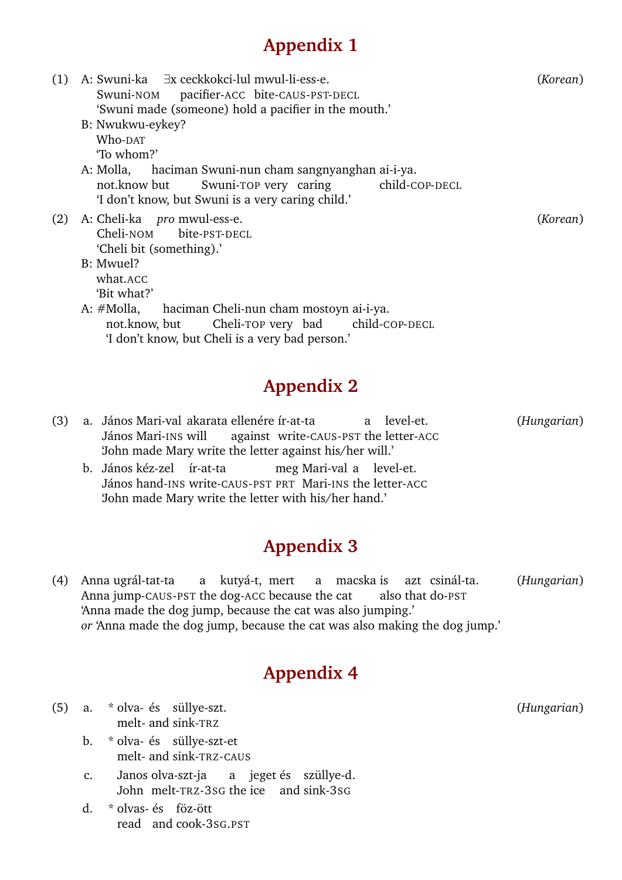# Appendix 1

(1) A: Swuni-ka ∃x ceckkokci-lul mwul-li-ess-e. (*Korean*)
Swuni-NOM pacifier-ACC bite-CAUS-PST-DECL
'Swuni made (someone) hold a pacifier in the mouth.'

B: Nwukwu-eykey?
Who-DAT
'To whom?'

A: Molla, haciman Swuni-nun cham sangnyanghan ai-i-ya.
not.know but Swuni-TOP very caring child-COP-DECL
'I don't know, but Swuni is a very caring child.'

(2) A: Cheli-ka *pro* mwul-ess-e. (*Korean*)
Cheli-NOM bite-PST-DECL
'Cheli bit (something).'

B: Mwuel?
what.ACC
'Bit what?'

A: #Molla, haciman Cheli-nun cham mostoyn ai-i-ya.
not.know, but Cheli-TOP very bad child-COP-DECL
'I don't know, but Cheli is a very bad person.'

# Appendix 2

(3) a. János Mari-val akarata ellenére ír-at-ta a level-et. (*Hungarian*)
János Mari-INS will against write-CAUS-PST the letter-ACC
'John made Mary write the letter against his/her will.'

b. János kéz-zel ír-at-ta meg Mari-val a level-et.
János hand-INS write-CAUS-PST PRT Mari-INS the letter-ACC
'John made Mary write the letter with his/her hand.'

# Appendix 3

(4) Anna ugrál-tat-ta a kutyá-t, mert a macska is azt csinál-ta. (*Hungarian*)
Anna jump-CAUS-PST the dog-ACC because the cat also that do-PST
'Anna made the dog jump, because the cat was also jumping.'
*or* 'Anna made the dog jump, because the cat was also making the dog jump.'

# Appendix 4

(5) a. * olva- és süllye-szt. (*Hungarian*)
melt- and sink-TRZ

b. * olva- és süllye-szt-et
melt- and sink-TRZ-CAUS

c. Janos olva-szt-ja a jeget és szüllye-d.
John melt-TRZ-3SG the ice and sink-3SG

d. * olvas- és föz-ött
read and cook-3SG.PST